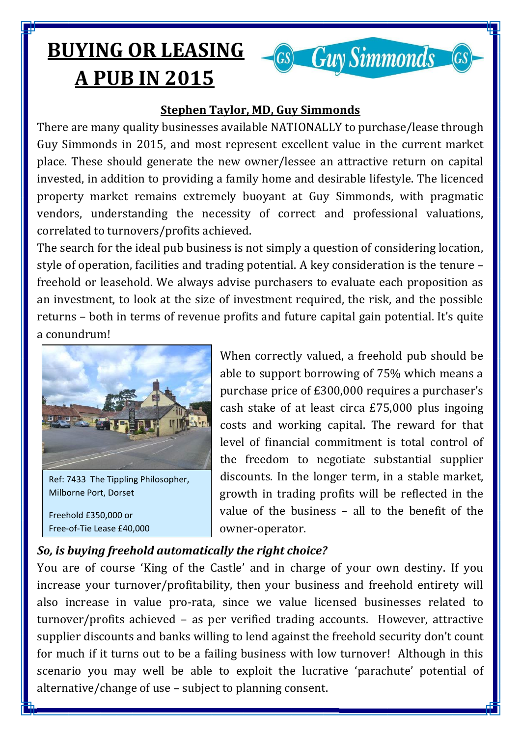# BUYING OR LEASING A PUB IN 2015

Guy Simmonds

**Stephen Taylor, MD, Guy Simmonds**

There are many quality businesses available NATIONALLY to purchase/lease through Guy Simmonds in 2015, and most represent excellent value in the current market place. These should generate the new owner/lessee an attractive return on capital invested, in addition to providing a family home and desirable lifestyle. The licenced property market remains extremely buoyant at Guy Simmonds, with pragmatic vendors, understanding the necessity of correct and professional valuations, correlated to turnovers/profits achieved.

The search for the ideal pub business is not simply a question of considering location, style of operation, facilities and trading potential. A key consideration is the tenure – freehold or leasehold. We always advise purchasers to evaluate each proposition as an investment, to look at the size of investment required, the risk, and the possible returns – both in terms of revenue profits and future capital gain potential. It's quite a conundrum!

Ref: 7433 The Tippling Philosopher, Milborne Port, Dorset

Freehold £350,000 or
Free-of-Tie Lease £40,000

When correctly valued, a freehold pub should be able to support borrowing of 75% which means a purchase price of £300,000 requires a purchaser's cash stake of at least circa £75,000 plus ingoing costs and working capital. The reward for that level of financial commitment is total control of the freedom to negotiate substantial supplier discounts. In the longer term, in a stable market, growth in trading profits will be reflected in the value of the business – all to the benefit of the owner-operator.

***So, is buying freehold automatically the right choice?***

You are of course 'King of the Castle' and in charge of your own destiny. If you increase your turnover/profitability, then your business and freehold entirety will also increase in value pro-rata, since we value licensed businesses related to turnover/profits achieved – as per verified trading accounts. However, attractive supplier discounts and banks willing to lend against the freehold security don't count for much if it turns out to be a failing business with low turnover! Although in this scenario you may well be able to exploit the lucrative 'parachute' potential of alternative/change of use – subject to planning consent.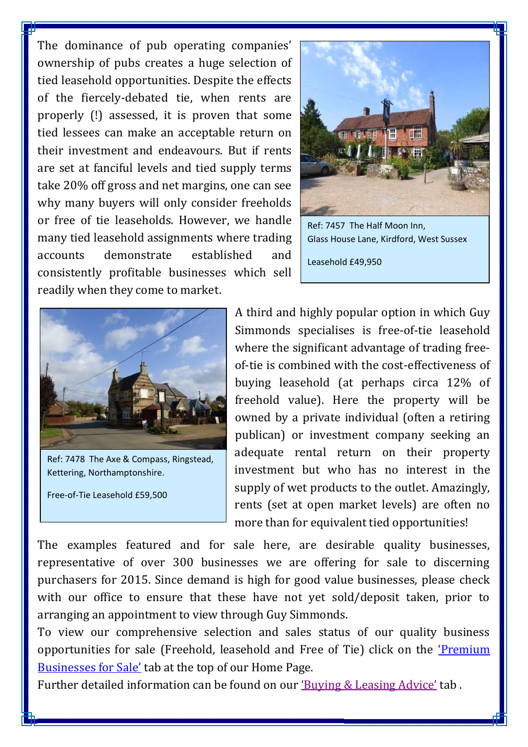The dominance of pub operating companies' ownership of pubs creates a huge selection of tied leasehold opportunities. Despite the effects of the fiercely-debated tie, when rents are properly (!) assessed, it is proven that some tied lessees can make an acceptable return on their investment and endeavours. But if rents are set at fanciful levels and tied supply terms take 20% off gross and net margins, one can see why many buyers will only consider freeholds or free of tie leaseholds. However, we handle many tied leasehold assignments where trading accounts demonstrate established and consistently profitable businesses which sell readily when they come to market.

Ref: 7457 The Half Moon Inn, Glass House Lane, Kirdford, West Sussex

Leasehold £49,950

A third and highly popular option in which Guy Simmonds specialises is free-of-tie leasehold where the significant advantage of trading free-of-tie is combined with the cost-effectiveness of buying leasehold (at perhaps circa 12% of freehold value). Here the property will be owned by a private individual (often a retiring publican) or investment company seeking an adequate rental return on their property investment but who has no interest in the supply of wet products to the outlet. Amazingly, rents (set at open market levels) are often no more than for equivalent tied opportunities!

Ref: 7478 The Axe & Compass, Ringstead, Kettering, Northamptonshire.

Free-of-Tie Leasehold £59,500

The examples featured and for sale here, are desirable quality businesses, representative of over 300 businesses we are offering for sale to discerning purchasers for 2015. Since demand is high for good value businesses, please check with our office to ensure that these have not yet sold/deposit taken, prior to arranging an appointment to view through Guy Simmonds.

To view our comprehensive selection and sales status of our quality business opportunities for sale (Freehold, leasehold and Free of Tie) click on the 'Premium Businesses for Sale' tab at the top of our Home Page.

Further detailed information can be found on our 'Buying & Leasing Advice' tab .